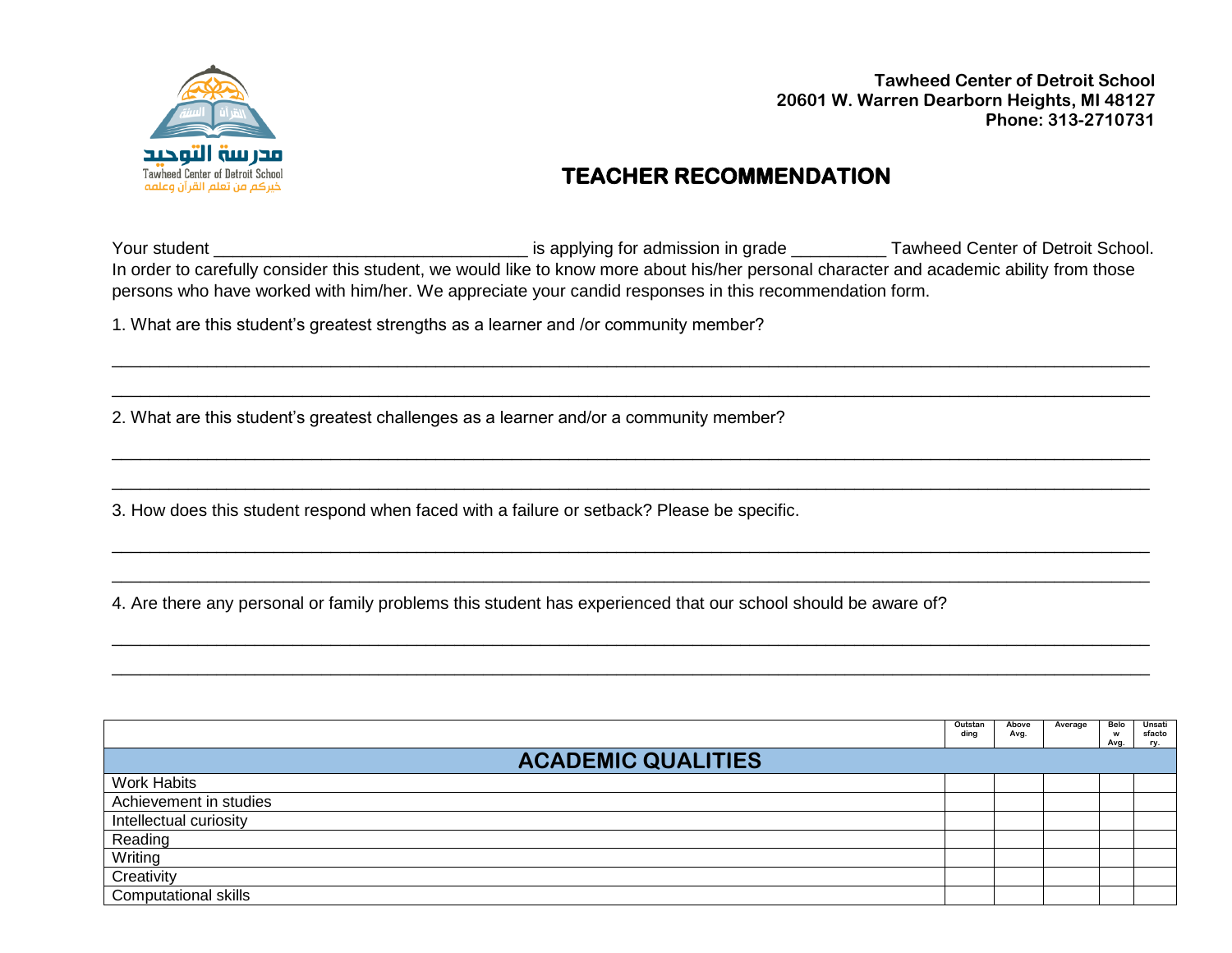مدرسة التوحيد
Tawheed Center of Detroit School
خيركم من تعلم القرآن وعلمه

**Tawheed Center of Detroit School**
**20601 W. Warren Dearborn Heights, MI 48127**
**Phone: 313-2710731**

# TEACHER RECOMMENDATION

Your student ________________________________ is applying for admission in grade __________ Tawheed Center of Detroit School. In order to carefully consider this student, we would like to know more about his/her personal character and academic ability from those persons who have worked with him/her. We appreciate your candid responses in this recommendation form.

1. What are this student's greatest strengths as a learner and /or community member?

_____________________________________________________________________________________________

_____________________________________________________________________________________________

2. What are this student's greatest challenges as a learner and/or a community member?

_____________________________________________________________________________________________

_____________________________________________________________________________________________

3. How does this student respond when faced with a failure or setback? Please be specific.

_____________________________________________________________________________________________

_____________________________________________________________________________________________

4. Are there any personal or family problems this student has experienced that our school should be aware of?

_____________________________________________________________________________________________

_____________________________________________________________________________________________

| | Outstanding | Above Avg. | Average | Below Avg. | Unsatisfactory. |
|---|---|---|---|---|---|
| **ACADEMIC QUALITIES** | | | | | |
| Work Habits | | | | | |
| Achievement in studies | | | | | |
| Intellectual curiosity | | | | | |
| Reading | | | | | |
| Writing | | | | | |
| Creativity | | | | | |
| Computational skills | | | | | |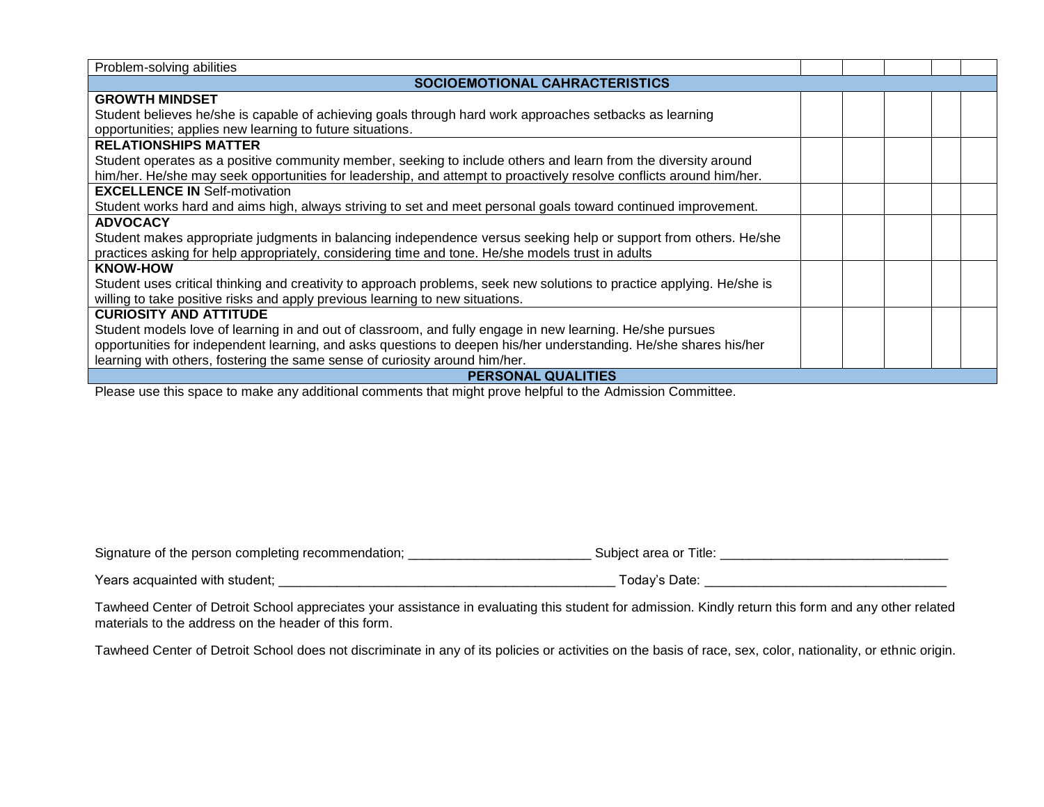| | | | | | |
|---|---|---|---|---|---|
| Problem-solving abilities | | | | | |
| **SOCIOEMOTIONAL CAHRACTERISTICS** | | | | | |
| **GROWTH MINDSET**<br>Student believes he/she is capable of achieving goals through hard work approaches setbacks as learning opportunities; applies new learning to future situations. | | | | | |
| **RELATIONSHIPS MATTER**<br>Student operates as a positive community member, seeking to include others and learn from the diversity around him/her. He/she may seek opportunities for leadership, and attempt to proactively resolve conflicts around him/her. | | | | | |
| **EXCELLENCE IN** Self-motivation<br>Student works hard and aims high, always striving to set and meet personal goals toward continued improvement. | | | | | |
| **ADVOCACY**<br>Student makes appropriate judgments in balancing independence versus seeking help or support from others. He/she practices asking for help appropriately, considering time and tone. He/she models trust in adults | | | | | |
| **KNOW-HOW**<br>Student uses critical thinking and creativity to approach problems, seek new solutions to practice applying. He/she is willing to take positive risks and apply previous learning to new situations. | | | | | |
| **CURIOSITY AND ATTITUDE**<br>Student models love of learning in and out of classroom, and fully engage in new learning. He/she pursues opportunities for independent learning, and asks questions to deepen his/her understanding. He/she shares his/her learning with others, fostering the same sense of curiosity around him/her. | | | | | |
| **PERSONAL QUALITIES** | | | | | |

Please use this space to make any additional comments that might prove helpful to the Admission Committee.

Signature of the person completing recommendation; _________________________ Subject area or Title: _______________________________

Years acquainted with student; ______________________________________________ Today's Date: _________________________________

Tawheed Center of Detroit School appreciates your assistance in evaluating this student for admission. Kindly return this form and any other related materials to the address on the header of this form.

Tawheed Center of Detroit School does not discriminate in any of its policies or activities on the basis of race, sex, color, nationality, or ethnic origin.